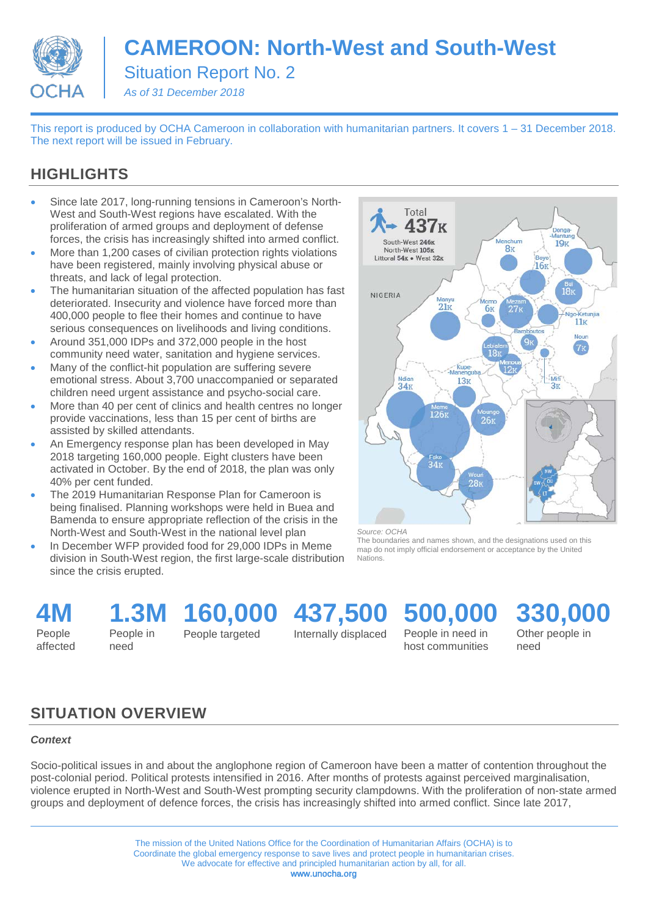# CAMEROON: North-West and South-West

## Situation Report No. 2

*As of 31 December 2018*

This report is produced by OCHA Cameroon in collaboration with humanitarian partners. It covers 1 – 31 December 2018. The next report will be issued in February.

## HIGHLIGHTS

- Since late 2017, long-running tensions in Cameroon's North-West and South-West regions have escalated. With the proliferation of armed groups and deployment of defense forces, the crisis has increasingly shifted into armed conflict.
- More than 1,200 cases of civilian protection rights violations have been registered, mainly involving physical abuse or threats, and lack of legal protection.
- The humanitarian situation of the affected population has fast deteriorated. Insecurity and violence have forced more than 400,000 people to flee their homes and continue to have serious consequences on livelihoods and living conditions.
- Around 351,000 IDPs and 372,000 people in the host community need water, sanitation and hygiene services.
- Many of the conflict-hit population are suffering severe emotional stress. About 3,700 unaccompanied or separated children need urgent assistance and psycho-social care.
- More than 40 per cent of clinics and health centres no longer provide vaccinations, less than 15 per cent of births are assisted by skilled attendants.
- An Emergency response plan has been developed in May 2018 targeting 160,000 people. Eight clusters have been activated in October. By the end of 2018, the plan was only 40% per cent funded.
- The 2019 Humanitarian Response Plan for Cameroon is being finalised. Planning workshops were held in Buea and Bamenda to ensure appropriate reflection of the crisis in the North-West and South-West in the national level plan
- In December WFP provided food for 29,000 IDPs in Meme division in South-West region, the first large-scale distribution since the crisis erupted.

Total 437K
South-West 246K
North-West 105K
Littoral 54K • West 32K

NIGERIA

Menchum 8K, Donga-Mantung 19K, Boyo 16K, Bui 18K, Manyu 21K, Momo 6K, Mezam 27K, Ngo-Ketunjia 11K, Bamboutos 9K, Noun 7K, Lebialem 18K, Menoua 12K, Kupe-Manenguba 13K, Mifi 3K, Ndian 34K, Meme 126K, Moungo 26K, Fako 34K, Wouri 28K

*Source: OCHA*
The boundaries and names shown, and the designations used on this map do not imply official endorsement or acceptance by the United Nations.

| 4M | 1.3M | 160,000 | 437,500 | 500,000 | 330,000 |
|---|---|---|---|---|---|
| People affected | People in need | People targeted | Internally displaced | People in need in host communities | Other people in need |

## SITUATION OVERVIEW

***Context***

Socio-political issues in and about the anglophone region of Cameroon have been a matter of contention throughout the post-colonial period. Political protests intensified in 2016. After months of protests against perceived marginalisation, violence erupted in North-West and South-West prompting security clampdowns. With the proliferation of non-state armed groups and deployment of defence forces, the crisis has increasingly shifted into armed conflict. Since late 2017,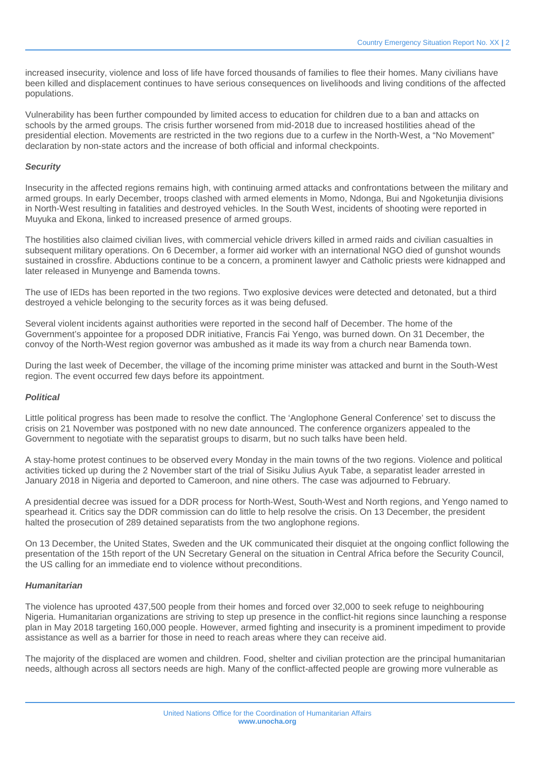increased insecurity, violence and loss of life have forced thousands of families to flee their homes. Many civilians have been killed and displacement continues to have serious consequences on livelihoods and living conditions of the affected populations.

Vulnerability has been further compounded by limited access to education for children due to a ban and attacks on schools by the armed groups. The crisis further worsened from mid-2018 due to increased hostilities ahead of the presidential election. Movements are restricted in the two regions due to a curfew in the North-West, a "No Movement" declaration by non-state actors and the increase of both official and informal checkpoints.

***Security***

Insecurity in the affected regions remains high, with continuing armed attacks and confrontations between the military and armed groups. In early December, troops clashed with armed elements in Momo, Ndonga, Bui and Ngoketunjia divisions in North-West resulting in fatalities and destroyed vehicles. In the South West, incidents of shooting were reported in Muyuka and Ekona, linked to increased presence of armed groups.

The hostilities also claimed civilian lives, with commercial vehicle drivers killed in armed raids and civilian casualties in subsequent military operations. On 6 December, a former aid worker with an international NGO died of gunshot wounds sustained in crossfire. Abductions continue to be a concern, a prominent lawyer and Catholic priests were kidnapped and later released in Munyenge and Bamenda towns.

The use of IEDs has been reported in the two regions. Two explosive devices were detected and detonated, but a third destroyed a vehicle belonging to the security forces as it was being defused.

Several violent incidents against authorities were reported in the second half of December. The home of the Government's appointee for a proposed DDR initiative, Francis Fai Yengo, was burned down. On 31 December, the convoy of the North-West region governor was ambushed as it made its way from a church near Bamenda town.

During the last week of December, the village of the incoming prime minister was attacked and burnt in the South-West region. The event occurred few days before its appointment.

***Political***

Little political progress has been made to resolve the conflict. The 'Anglophone General Conference' set to discuss the crisis on 21 November was postponed with no new date announced. The conference organizers appealed to the Government to negotiate with the separatist groups to disarm, but no such talks have been held.

A stay-home protest continues to be observed every Monday in the main towns of the two regions. Violence and political activities ticked up during the 2 November start of the trial of Sisiku Julius Ayuk Tabe, a separatist leader arrested in January 2018 in Nigeria and deported to Cameroon, and nine others. The case was adjourned to February.

A presidential decree was issued for a DDR process for North-West, South-West and North regions, and Yengo named to spearhead it. Critics say the DDR commission can do little to help resolve the crisis. On 13 December, the president halted the prosecution of 289 detained separatists from the two anglophone regions.

On 13 December, the United States, Sweden and the UK communicated their disquiet at the ongoing conflict following the presentation of the 15th report of the UN Secretary General on the situation in Central Africa before the Security Council, the US calling for an immediate end to violence without preconditions.

***Humanitarian***

The violence has uprooted 437,500 people from their homes and forced over 32,000 to seek refuge to neighbouring Nigeria. Humanitarian organizations are striving to step up presence in the conflict-hit regions since launching a response plan in May 2018 targeting 160,000 people. However, armed fighting and insecurity is a prominent impediment to provide assistance as well as a barrier for those in need to reach areas where they can receive aid.

The majority of the displaced are women and children. Food, shelter and civilian protection are the principal humanitarian needs, although across all sectors needs are high. Many of the conflict-affected people are growing more vulnerable as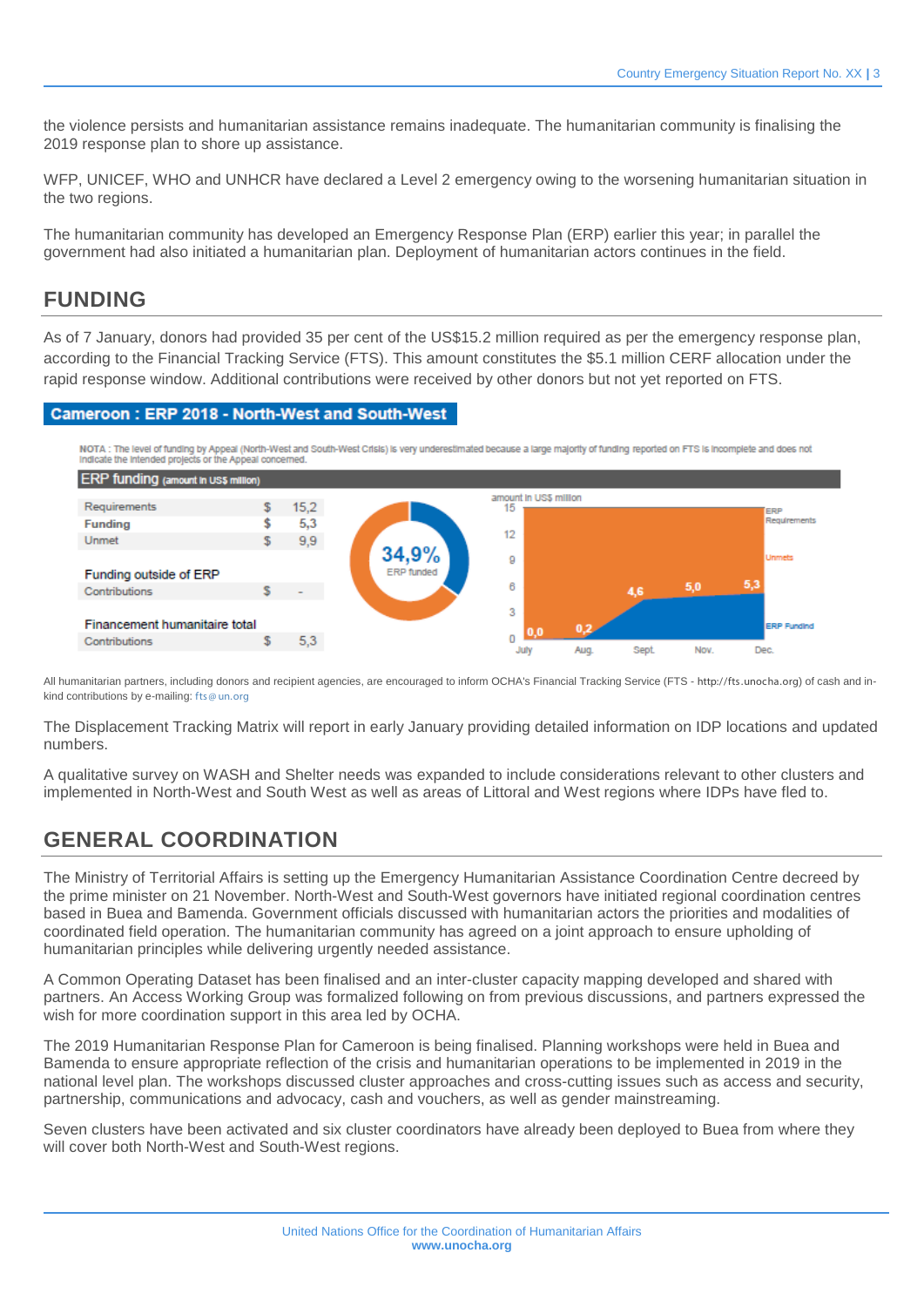the violence persists and humanitarian assistance remains inadequate. The humanitarian community is finalising the 2019 response plan to shore up assistance.

WFP, UNICEF, WHO and UNHCR have declared a Level 2 emergency owing to the worsening humanitarian situation in the two regions.

The humanitarian community has developed an Emergency Response Plan (ERP) earlier this year; in parallel the government had also initiated a humanitarian plan. Deployment of humanitarian actors continues in the field.

## FUNDING

As of 7 January, donors had provided 35 per cent of the US$15.2 million required as per the emergency response plan, according to the Financial Tracking Service (FTS). This amount constitutes the $5.1 million CERF allocation under the rapid response window. Additional contributions were received by other donors but not yet reported on FTS.

**Cameroon : ERP 2018 - North-West and South-West**

NOTA : The level of funding by Appeal (North-West and South-West Crisis) is very underestimated because a large majority of funding reported on FTS is incomplete and does not indicate the intended projects or the Appeal concerned.

**ERP funding** (amount in US$ million)

| | | |
|---|---|---|
| Requirements | $ | 15,2 |
| Funding | $ | 5,3 |
| Unmet | $ | 9,9 |
| **Funding outside of ERP** | | |
| Contributions | $ | - |
| **Financement humanitaire total** | | |
| Contributions | $ | 5,3 |

34,9% ERP funded

| Month | ERP Funding (amount in US$ million) |
|---|---|
| July | 0,0 |
| Aug. | 0,2 |
| Sept. | 4,6 |
| Nov. | 5,0 |
| Dec. | 5,3 |

All humanitarian partners, including donors and recipient agencies, are encouraged to inform OCHA's Financial Tracking Service (FTS - http://fts.unocha.org) of cash and in-kind contributions by e-mailing: fts@un.org

The Displacement Tracking Matrix will report in early January providing detailed information on IDP locations and updated numbers.

A qualitative survey on WASH and Shelter needs was expanded to include considerations relevant to other clusters and implemented in North-West and South West as well as areas of Littoral and West regions where IDPs have fled to.

## GENERAL COORDINATION

The Ministry of Territorial Affairs is setting up the Emergency Humanitarian Assistance Coordination Centre decreed by the prime minister on 21 November. North-West and South-West governors have initiated regional coordination centres based in Buea and Bamenda. Government officials discussed with humanitarian actors the priorities and modalities of coordinated field operation. The humanitarian community has agreed on a joint approach to ensure upholding of humanitarian principles while delivering urgently needed assistance.

A Common Operating Dataset has been finalised and an inter-cluster capacity mapping developed and shared with partners. An Access Working Group was formalized following on from previous discussions, and partners expressed the wish for more coordination support in this area led by OCHA.

The 2019 Humanitarian Response Plan for Cameroon is being finalised. Planning workshops were held in Buea and Bamenda to ensure appropriate reflection of the crisis and humanitarian operations to be implemented in 2019 in the national level plan. The workshops discussed cluster approaches and cross-cutting issues such as access and security, partnership, communications and advocacy, cash and vouchers, as well as gender mainstreaming.

Seven clusters have been activated and six cluster coordinators have already been deployed to Buea from where they will cover both North-West and South-West regions.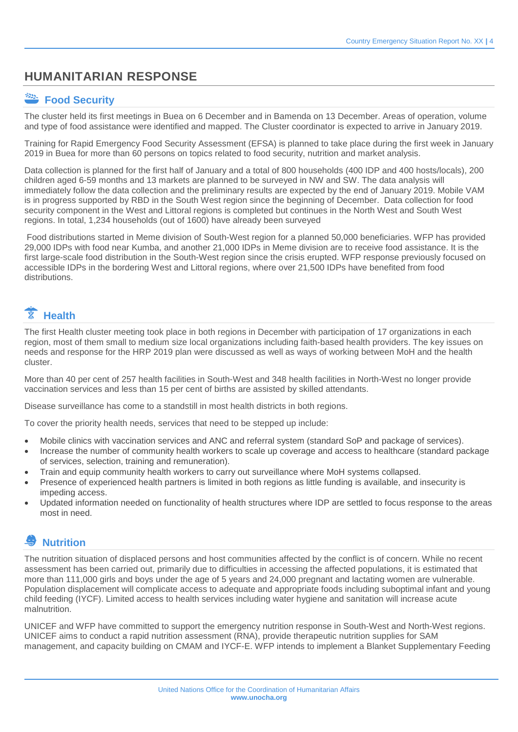## HUMANITARIAN RESPONSE

### Food Security

The cluster held its first meetings in Buea on 6 December and in Bamenda on 13 December. Areas of operation, volume and type of food assistance were identified and mapped. The Cluster coordinator is expected to arrive in January 2019.

Training for Rapid Emergency Food Security Assessment (EFSA) is planned to take place during the first week in January 2019 in Buea for more than 60 persons on topics related to food security, nutrition and market analysis.

Data collection is planned for the first half of January and a total of 800 households (400 IDP and 400 hosts/locals), 200 children aged 6-59 months and 13 markets are planned to be surveyed in NW and SW. The data analysis will immediately follow the data collection and the preliminary results are expected by the end of January 2019. Mobile VAM is in progress supported by RBD in the South West region since the beginning of December. Data collection for food security component in the West and Littoral regions is completed but continues in the North West and South West regions. In total, 1,234 households (out of 1600) have already been surveyed

Food distributions started in Meme division of South-West region for a planned 50,000 beneficiaries. WFP has provided 29,000 IDPs with food near Kumba, and another 21,000 IDPs in Meme division are to receive food assistance. It is the first large-scale food distribution in the South-West region since the crisis erupted. WFP response previously focused on accessible IDPs in the bordering West and Littoral regions, where over 21,500 IDPs have benefited from food distributions.

### Health

The first Health cluster meeting took place in both regions in December with participation of 17 organizations in each region, most of them small to medium size local organizations including faith-based health providers. The key issues on needs and response for the HRP 2019 plan were discussed as well as ways of working between MoH and the health cluster.

More than 40 per cent of 257 health facilities in South-West and 348 health facilities in North-West no longer provide vaccination services and less than 15 per cent of births are assisted by skilled attendants.

Disease surveillance has come to a standstill in most health districts in both regions.

To cover the priority health needs, services that need to be stepped up include:

- Mobile clinics with vaccination services and ANC and referral system (standard SoP and package of services).
- Increase the number of community health workers to scale up coverage and access to healthcare (standard package of services, selection, training and remuneration).
- Train and equip community health workers to carry out surveillance where MoH systems collapsed.
- Presence of experienced health partners is limited in both regions as little funding is available, and insecurity is impeding access.
- Updated information needed on functionality of health structures where IDP are settled to focus response to the areas most in need.

### Nutrition

The nutrition situation of displaced persons and host communities affected by the conflict is of concern. While no recent assessment has been carried out, primarily due to difficulties in accessing the affected populations, it is estimated that more than 111,000 girls and boys under the age of 5 years and 24,000 pregnant and lactating women are vulnerable. Population displacement will complicate access to adequate and appropriate foods including suboptimal infant and young child feeding (IYCF). Limited access to health services including water hygiene and sanitation will increase acute malnutrition.

UNICEF and WFP have committed to support the emergency nutrition response in South-West and North-West regions. UNICEF aims to conduct a rapid nutrition assessment (RNA), provide therapeutic nutrition supplies for SAM management, and capacity building on CMAM and IYCF-E. WFP intends to implement a Blanket Supplementary Feeding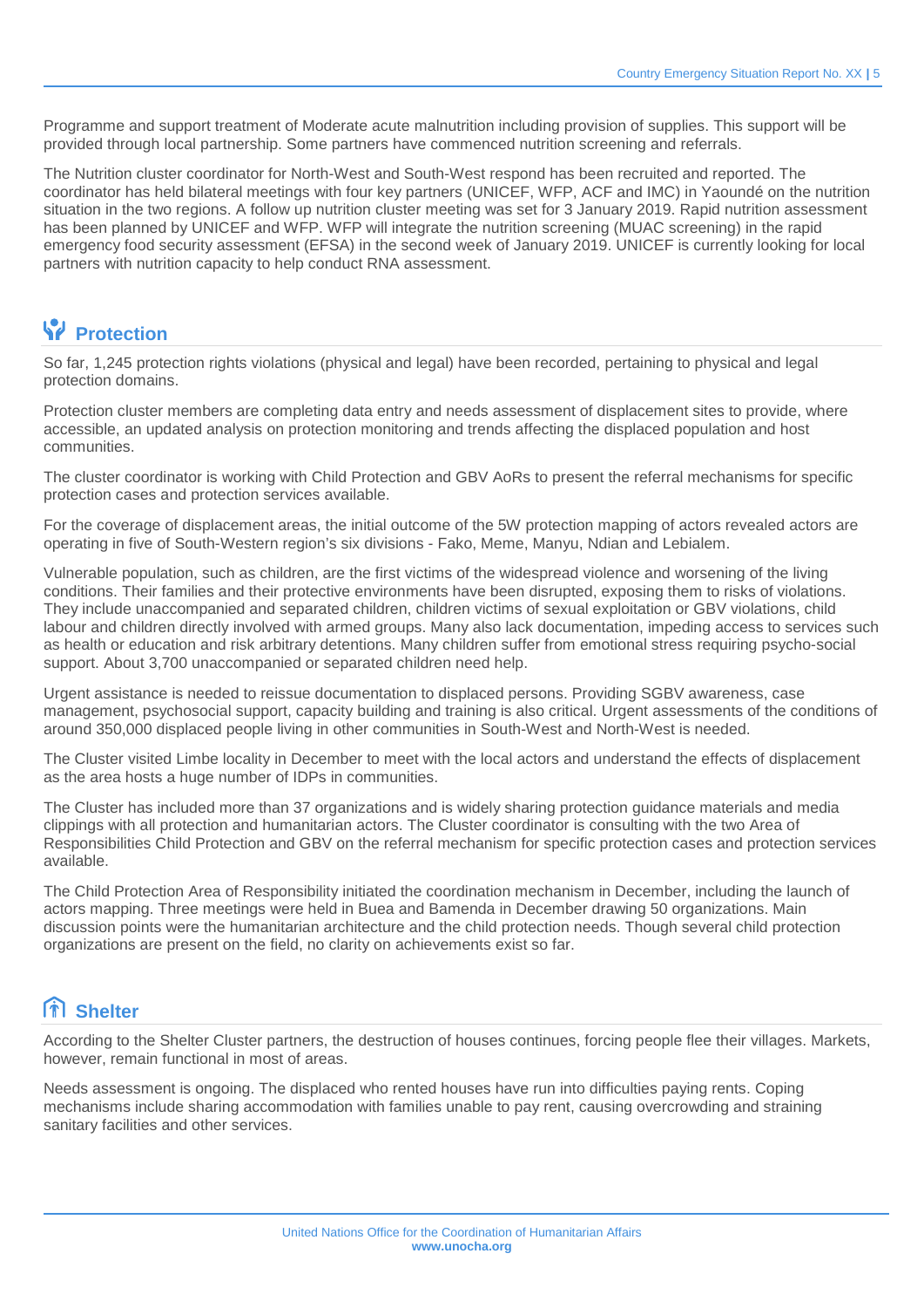Programme and support treatment of Moderate acute malnutrition including provision of supplies. This support will be provided through local partnership. Some partners have commenced nutrition screening and referrals.

The Nutrition cluster coordinator for North-West and South-West respond has been recruited and reported. The coordinator has held bilateral meetings with four key partners (UNICEF, WFP, ACF and IMC) in Yaoundé on the nutrition situation in the two regions. A follow up nutrition cluster meeting was set for 3 January 2019. Rapid nutrition assessment has been planned by UNICEF and WFP. WFP will integrate the nutrition screening (MUAC screening) in the rapid emergency food security assessment (EFSA) in the second week of January 2019. UNICEF is currently looking for local partners with nutrition capacity to help conduct RNA assessment.

## Protection

So far, 1,245 protection rights violations (physical and legal) have been recorded, pertaining to physical and legal protection domains.

Protection cluster members are completing data entry and needs assessment of displacement sites to provide, where accessible, an updated analysis on protection monitoring and trends affecting the displaced population and host communities.

The cluster coordinator is working with Child Protection and GBV AoRs to present the referral mechanisms for specific protection cases and protection services available.

For the coverage of displacement areas, the initial outcome of the 5W protection mapping of actors revealed actors are operating in five of South-Western region's six divisions - Fako, Meme, Manyu, Ndian and Lebialem.

Vulnerable population, such as children, are the first victims of the widespread violence and worsening of the living conditions. Their families and their protective environments have been disrupted, exposing them to risks of violations. They include unaccompanied and separated children, children victims of sexual exploitation or GBV violations, child labour and children directly involved with armed groups. Many also lack documentation, impeding access to services such as health or education and risk arbitrary detentions. Many children suffer from emotional stress requiring psycho-social support. About 3,700 unaccompanied or separated children need help.

Urgent assistance is needed to reissue documentation to displaced persons. Providing SGBV awareness, case management, psychosocial support, capacity building and training is also critical. Urgent assessments of the conditions of around 350,000 displaced people living in other communities in South-West and North-West is needed.

The Cluster visited Limbe locality in December to meet with the local actors and understand the effects of displacement as the area hosts a huge number of IDPs in communities.

The Cluster has included more than 37 organizations and is widely sharing protection guidance materials and media clippings with all protection and humanitarian actors. The Cluster coordinator is consulting with the two Area of Responsibilities Child Protection and GBV on the referral mechanism for specific protection cases and protection services available.

The Child Protection Area of Responsibility initiated the coordination mechanism in December, including the launch of actors mapping. Three meetings were held in Buea and Bamenda in December drawing 50 organizations. Main discussion points were the humanitarian architecture and the child protection needs. Though several child protection organizations are present on the field, no clarity on achievements exist so far.

## Shelter

According to the Shelter Cluster partners, the destruction of houses continues, forcing people flee their villages. Markets, however, remain functional in most of areas.

Needs assessment is ongoing. The displaced who rented houses have run into difficulties paying rents. Coping mechanisms include sharing accommodation with families unable to pay rent, causing overcrowding and straining sanitary facilities and other services.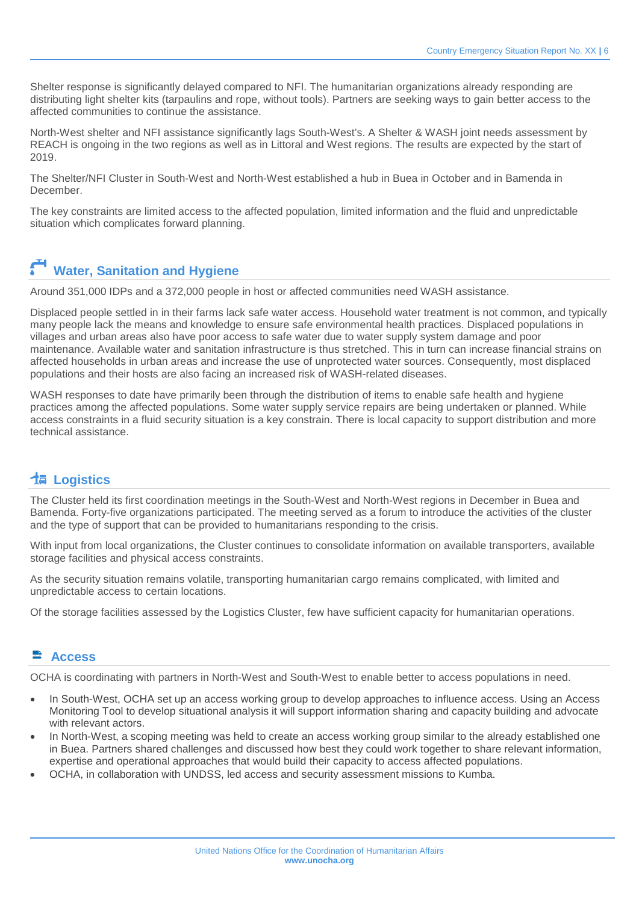Shelter response is significantly delayed compared to NFI. The humanitarian organizations already responding are distributing light shelter kits (tarpaulins and rope, without tools). Partners are seeking ways to gain better access to the affected communities to continue the assistance.

North-West shelter and NFI assistance significantly lags South-West's. A Shelter & WASH joint needs assessment by REACH is ongoing in the two regions as well as in Littoral and West regions. The results are expected by the start of 2019.

The Shelter/NFI Cluster in South-West and North-West established a hub in Buea in October and in Bamenda in December.

The key constraints are limited access to the affected population, limited information and the fluid and unpredictable situation which complicates forward planning.

## Water, Sanitation and Hygiene

Around 351,000 IDPs and a 372,000 people in host or affected communities need WASH assistance.

Displaced people settled in in their farms lack safe water access. Household water treatment is not common, and typically many people lack the means and knowledge to ensure safe environmental health practices. Displaced populations in villages and urban areas also have poor access to safe water due to water supply system damage and poor maintenance. Available water and sanitation infrastructure is thus stretched. This in turn can increase financial strains on affected households in urban areas and increase the use of unprotected water sources. Consequently, most displaced populations and their hosts are also facing an increased risk of WASH-related diseases.

WASH responses to date have primarily been through the distribution of items to enable safe health and hygiene practices among the affected populations. Some water supply service repairs are being undertaken or planned. While access constraints in a fluid security situation is a key constrain. There is local capacity to support distribution and more technical assistance.

## Logistics

The Cluster held its first coordination meetings in the South-West and North-West regions in December in Buea and Bamenda. Forty-five organizations participated. The meeting served as a forum to introduce the activities of the cluster and the type of support that can be provided to humanitarians responding to the crisis.

With input from local organizations, the Cluster continues to consolidate information on available transporters, available storage facilities and physical access constraints.

As the security situation remains volatile, transporting humanitarian cargo remains complicated, with limited and unpredictable access to certain locations.

Of the storage facilities assessed by the Logistics Cluster, few have sufficient capacity for humanitarian operations.

## Access

OCHA is coordinating with partners in North-West and South-West to enable better to access populations in need.

- In South-West, OCHA set up an access working group to develop approaches to influence access. Using an Access Monitoring Tool to develop situational analysis it will support information sharing and capacity building and advocate with relevant actors.
- In North-West, a scoping meeting was held to create an access working group similar to the already established one in Buea. Partners shared challenges and discussed how best they could work together to share relevant information, expertise and operational approaches that would build their capacity to access affected populations.
- OCHA, in collaboration with UNDSS, led access and security assessment missions to Kumba.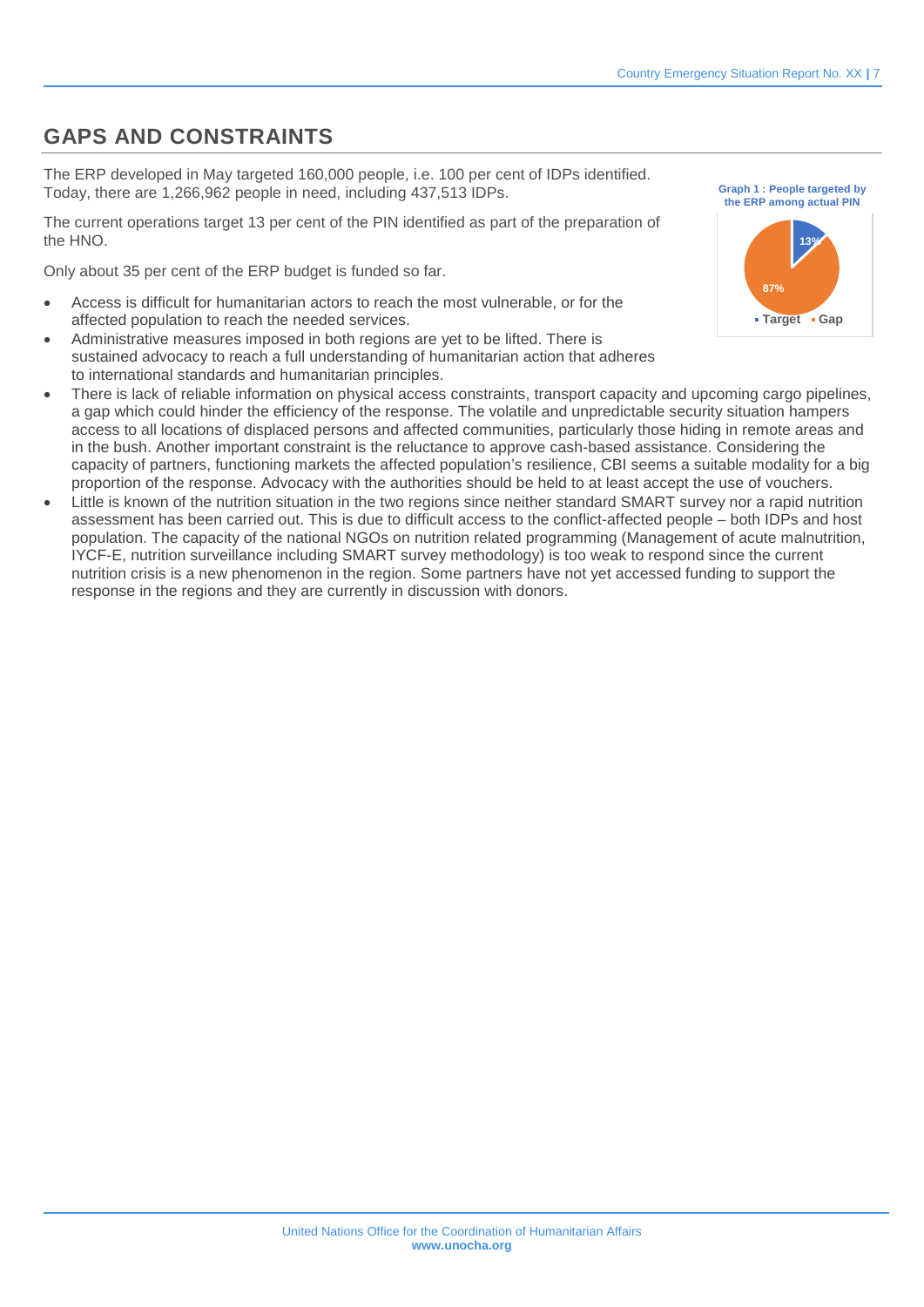## GAPS AND CONSTRAINTS

The ERP developed in May targeted 160,000 people, i.e. 100 per cent of IDPs identified. Today, there are 1,266,962 people in need, including 437,513 IDPs.

The current operations target 13 per cent of the PIN identified as part of the preparation of the HNO.

Only about 35 per cent of the ERP budget is funded so far.

**Graph 1 : People targeted by the ERP among actual PIN**

13%

87%

Target Gap

- Access is difficult for humanitarian actors to reach the most vulnerable, or for the affected population to reach the needed services.
- Administrative measures imposed in both regions are yet to be lifted. There is sustained advocacy to reach a full understanding of humanitarian action that adheres to international standards and humanitarian principles.
- There is lack of reliable information on physical access constraints, transport capacity and upcoming cargo pipelines, a gap which could hinder the efficiency of the response. The volatile and unpredictable security situation hampers access to all locations of displaced persons and affected communities, particularly those hiding in remote areas and in the bush. Another important constraint is the reluctance to approve cash-based assistance. Considering the capacity of partners, functioning markets the affected population's resilience, CBI seems a suitable modality for a big proportion of the response. Advocacy with the authorities should be held to at least accept the use of vouchers.
- Little is known of the nutrition situation in the two regions since neither standard SMART survey nor a rapid nutrition assessment has been carried out. This is due to difficult access to the conflict-affected people – both IDPs and host population. The capacity of the national NGOs on nutrition related programming (Management of acute malnutrition, IYCF-E, nutrition surveillance including SMART survey methodology) is too weak to respond since the current nutrition crisis is a new phenomenon in the region. Some partners have not yet accessed funding to support the response in the regions and they are currently in discussion with donors.